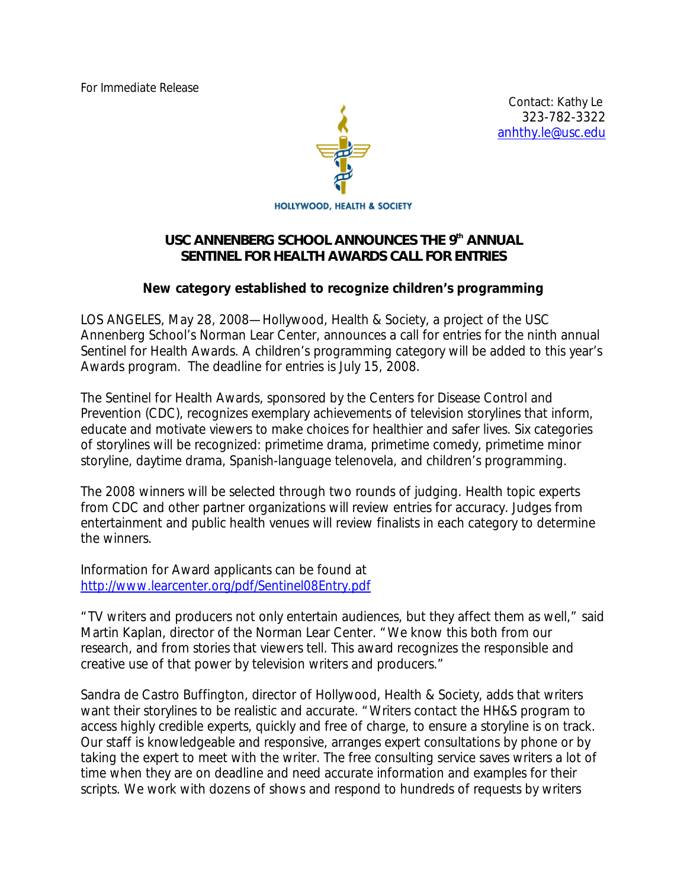For Immediate Release

Contact: Kathy Le
323-782-3322
anhthy.le@usc.edu

HOLLYWOOD, HEALTH & SOCIETY

# USC ANNENBERG SCHOOL ANNOUNCES THE 9th ANNUAL SENTINEL FOR HEALTH AWARDS CALL FOR ENTRIES

**New category established to recognize children's programming**

LOS ANGELES, May 28, 2008—Hollywood, Health & Society, a project of the USC Annenberg School's Norman Lear Center, announces a call for entries for the ninth annual Sentinel for Health Awards. A children's programming category will be added to this year's Awards program. The deadline for entries is July 15, 2008.

The Sentinel for Health Awards, sponsored by the Centers for Disease Control and Prevention (CDC), recognizes exemplary achievements of television storylines that inform, educate and motivate viewers to make choices for healthier and safer lives. Six categories of storylines will be recognized: primetime drama, primetime comedy, primetime minor storyline, daytime drama, Spanish-language telenovela, and children's programming.

The 2008 winners will be selected through two rounds of judging. Health topic experts from CDC and other partner organizations will review entries for accuracy. Judges from entertainment and public health venues will review finalists in each category to determine the winners.

Information for Award applicants can be found at http://www.learcenter.org/pdf/Sentinel08Entry.pdf

"TV writers and producers not only entertain audiences, but they affect them as well," said Martin Kaplan, director of the Norman Lear Center. "We know this both from our research, and from stories that viewers tell. This award recognizes the responsible and creative use of that power by television writers and producers."

Sandra de Castro Buffington, director of Hollywood, Health & Society, adds that writers want their storylines to be realistic and accurate. "Writers contact the HH&S program to access highly credible experts, quickly and free of charge, to ensure a storyline is on track. Our staff is knowledgeable and responsive, arranges expert consultations by phone or by taking the expert to meet with the writer. The free consulting service saves writers a lot of time when they are on deadline and need accurate information and examples for their scripts. We work with dozens of shows and respond to hundreds of requests by writers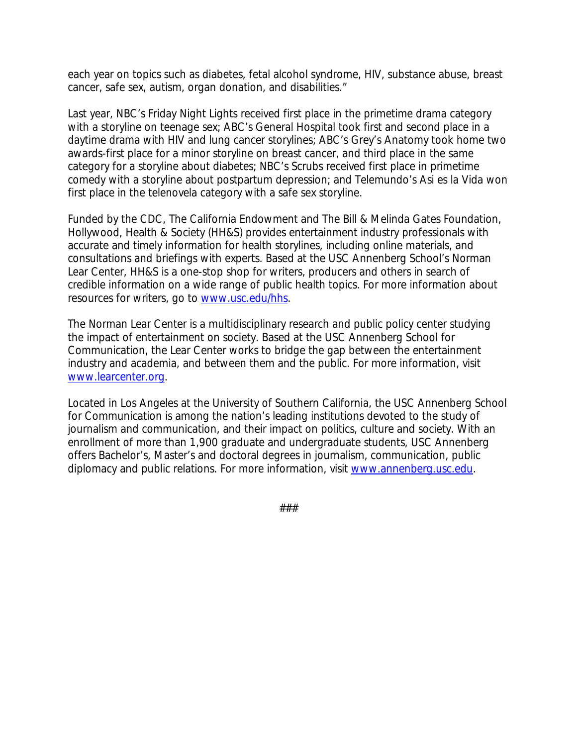each year on topics such as diabetes, fetal alcohol syndrome, HIV, substance abuse, breast cancer, safe sex, autism, organ donation, and disabilities."

Last year, NBC's Friday Night Lights received first place in the primetime drama category with a storyline on teenage sex; ABC's General Hospital took first and second place in a daytime drama with HIV and lung cancer storylines; ABC's Grey's Anatomy took home two awards-first place for a minor storyline on breast cancer, and third place in the same category for a storyline about diabetes; NBC's Scrubs received first place in primetime comedy with a storyline about postpartum depression; and Telemundo's Asi es la Vida won first place in the telenovela category with a safe sex storyline.

Funded by the CDC, The California Endowment and The Bill & Melinda Gates Foundation, Hollywood, Health & Society (HH&S) provides entertainment industry professionals with accurate and timely information for health storylines, including online materials, and consultations and briefings with experts. Based at the USC Annenberg School's Norman Lear Center, HH&S is a one-stop shop for writers, producers and others in search of credible information on a wide range of public health topics. For more information about resources for writers, go to [www.usc.edu/hhs](http://www.usc.edu/hhs).

The Norman Lear Center is a multidisciplinary research and public policy center studying the impact of entertainment on society. Based at the USC Annenberg School for Communication, the Lear Center works to bridge the gap between the entertainment industry and academia, and between them and the public. For more information, visit [www.learcenter.org](http://www.learcenter.org).

Located in Los Angeles at the University of Southern California, the USC Annenberg School for Communication is among the nation's leading institutions devoted to the study of journalism and communication, and their impact on politics, culture and society. With an enrollment of more than 1,900 graduate and undergraduate students, USC Annenberg offers Bachelor's, Master's and doctoral degrees in journalism, communication, public diplomacy and public relations. For more information, visit [www.annenberg.usc.edu](http://www.annenberg.usc.edu).

###